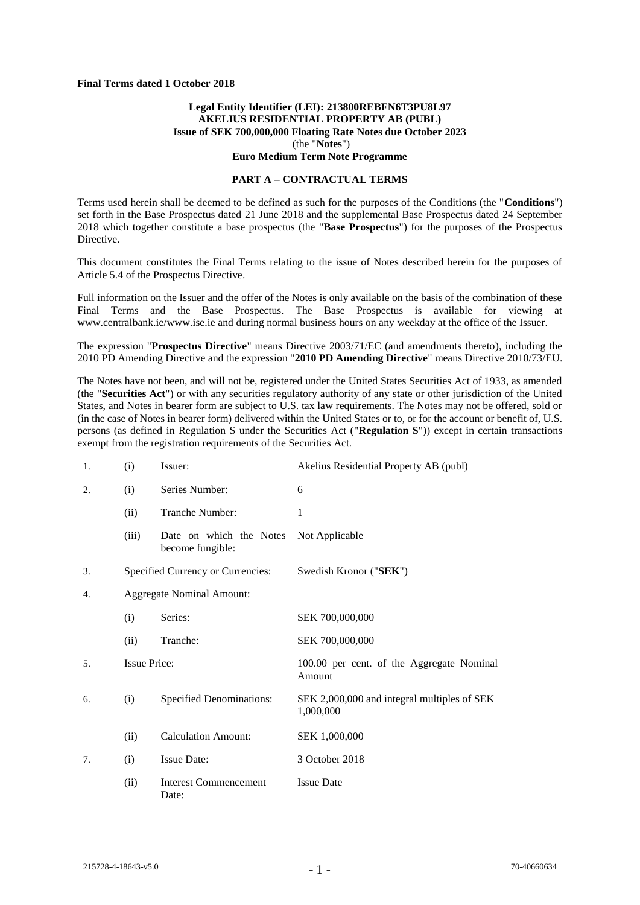**Final Terms dated 1 October 2018**

**Legal Entity Identifier (LEI): 213800REBFN6T3PU8L97**
**AKELIUS RESIDENTIAL PROPERTY AB (PUBL)**
**Issue of SEK 700,000,000 Floating Rate Notes due October 2023**
(the "**Notes**")
**Euro Medium Term Note Programme**

## PART A – CONTRACTUAL TERMS

Terms used herein shall be deemed to be defined as such for the purposes of the Conditions (the "**Conditions**") set forth in the Base Prospectus dated 21 June 2018 and the supplemental Base Prospectus dated 24 September 2018 which together constitute a base prospectus (the "**Base Prospectus**") for the purposes of the Prospectus Directive.

This document constitutes the Final Terms relating to the issue of Notes described herein for the purposes of Article 5.4 of the Prospectus Directive.

Full information on the Issuer and the offer of the Notes is only available on the basis of the combination of these Final Terms and the Base Prospectus. The Base Prospectus is available for viewing at www.centralbank.ie/www.ise.ie and during normal business hours on any weekday at the office of the Issuer.

The expression "**Prospectus Directive**" means Directive 2003/71/EC (and amendments thereto), including the 2010 PD Amending Directive and the expression "**2010 PD Amending Directive**" means Directive 2010/73/EU.

The Notes have not been, and will not be, registered under the United States Securities Act of 1933, as amended (the "**Securities Act**") or with any securities regulatory authority of any state or other jurisdiction of the United States, and Notes in bearer form are subject to U.S. tax law requirements. The Notes may not be offered, sold or (in the case of Notes in bearer form) delivered within the United States or to, or for the account or benefit of, U.S. persons (as defined in Regulation S under the Securities Act ("**Regulation S**")) except in certain transactions exempt from the registration requirements of the Securities Act.

| | | | |
|---|---|---|---|
| 1. | (i) | Issuer: | Akelius Residential Property AB (publ) |
| 2. | (i) | Series Number: | 6 |
| | (ii) | Tranche Number: | 1 |
| | (iii) | Date on which the Notes become fungible: | Not Applicable |
| 3. | Specified Currency or Currencies: | | Swedish Kronor ("**SEK**") |
| 4. | Aggregate Nominal Amount: | | |
| | (i) | Series: | SEK 700,000,000 |
| | (ii) | Tranche: | SEK 700,000,000 |
| 5. | Issue Price: | | 100.00 per cent. of the Aggregate Nominal Amount |
| 6. | (i) | Specified Denominations: | SEK 2,000,000 and integral multiples of SEK 1,000,000 |
| | (ii) | Calculation Amount: | SEK 1,000,000 |
| 7. | (i) | Issue Date: | 3 October 2018 |
| | (ii) | Interest Commencement Date: | Issue Date |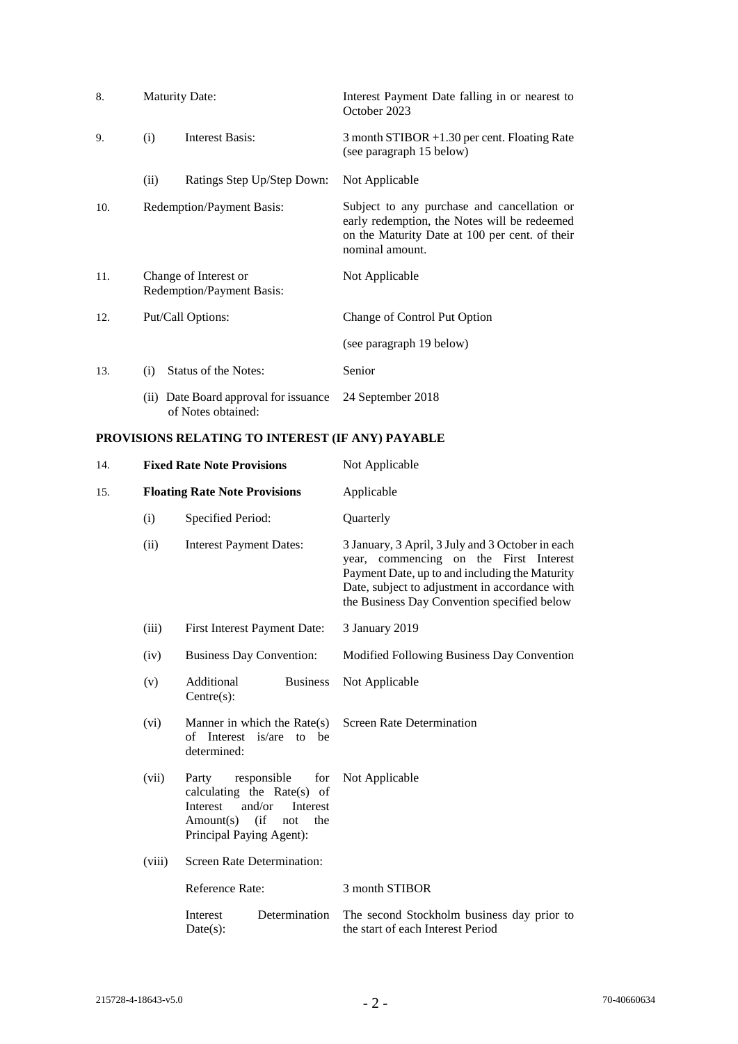| | | | |
|---|---|---|---|
| 8. | Maturity Date: | | Interest Payment Date falling in or nearest to October 2023 |
| 9. | (i) | Interest Basis: | 3 month STIBOR +1.30 per cent. Floating Rate (see paragraph 15 below) |
| | (ii) | Ratings Step Up/Step Down: | Not Applicable |
| 10. | Redemption/Payment Basis: | | Subject to any purchase and cancellation or early redemption, the Notes will be redeemed on the Maturity Date at 100 per cent. of their nominal amount. |
| 11. | Change of Interest or Redemption/Payment Basis: | | Not Applicable |
| 12. | Put/Call Options: | | Change of Control Put Option<br><br>(see paragraph 19 below) |
| 13. | (i) | Status of the Notes: | Senior |
| | (ii) | Date Board approval for issuance of Notes obtained: | 24 September 2018 |

## PROVISIONS RELATING TO INTEREST (IF ANY) PAYABLE

| | | | |
|---|---|---|---|
| 14. | **Fixed Rate Note Provisions** | | Not Applicable |
| 15. | **Floating Rate Note Provisions** | | Applicable |
| | (i) | Specified Period: | Quarterly |
| | (ii) | Interest Payment Dates: | 3 January, 3 April, 3 July and 3 October in each year, commencing on the First Interest Payment Date, up to and including the Maturity Date, subject to adjustment in accordance with the Business Day Convention specified below |
| | (iii) | First Interest Payment Date: | 3 January 2019 |
| | (iv) | Business Day Convention: | Modified Following Business Day Convention |
| | (v) | Additional Business Centre(s): | Not Applicable |
| | (vi) | Manner in which the Rate(s) of Interest is/are to be determined: | Screen Rate Determination |
| | (vii) | Party responsible for calculating the Rate(s) of Interest and/or Interest Amount(s) (if not the Principal Paying Agent): | Not Applicable |
| | (viii) | Screen Rate Determination: | |
| | | Reference Rate: | 3 month STIBOR |
| | | Interest Determination Date(s): | The second Stockholm business day prior to the start of each Interest Period |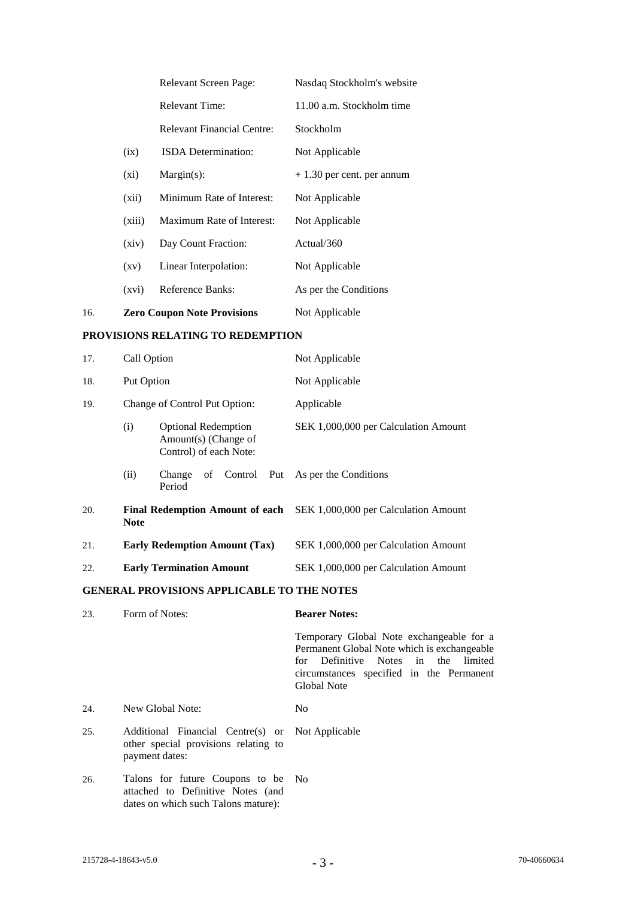| | | | |
|---|---|---|---|
| | | Relevant Screen Page: | Nasdaq Stockholm's website |
| | | Relevant Time: | 11.00 a.m. Stockholm time |
| | | Relevant Financial Centre: | Stockholm |
| | (ix) | ISDA Determination: | Not Applicable |
| | (xi) | Margin(s): | + 1.30 per cent. per annum |
| | (xii) | Minimum Rate of Interest: | Not Applicable |
| | (xiii) | Maximum Rate of Interest: | Not Applicable |
| | (xiv) | Day Count Fraction: | Actual/360 |
| | (xv) | Linear Interpolation: | Not Applicable |
| | (xvi) | Reference Banks: | As per the Conditions |
| 16. | **Zero Coupon Note Provisions** | | Not Applicable |

**PROVISIONS RELATING TO REDEMPTION**

| | | | |
|---|---|---|---|
| 17. | Call Option | | Not Applicable |
| 18. | Put Option | | Not Applicable |
| 19. | Change of Control Put Option: | | Applicable |
| | (i) | Optional Redemption Amount(s) (Change of Control) of each Note: | SEK 1,000,000 per Calculation Amount |
| | (ii) | Change of Control Put Period | As per the Conditions |
| 20. | **Final Redemption Amount of each Note** | | SEK 1,000,000 per Calculation Amount |
| 21. | **Early Redemption Amount (Tax)** | | SEK 1,000,000 per Calculation Amount |
| 22. | **Early Termination Amount** | | SEK 1,000,000 per Calculation Amount |

**GENERAL PROVISIONS APPLICABLE TO THE NOTES**

| | | |
|---|---|---|
| 23. | Form of Notes: | **Bearer Notes:**<br><br>Temporary Global Note exchangeable for a Permanent Global Note which is exchangeable for Definitive Notes in the limited circumstances specified in the Permanent Global Note |
| 24. | New Global Note: | No |
| 25. | Additional Financial Centre(s) or other special provisions relating to payment dates: | Not Applicable |
| 26. | Talons for future Coupons to be attached to Definitive Notes (and dates on which such Talons mature): | No |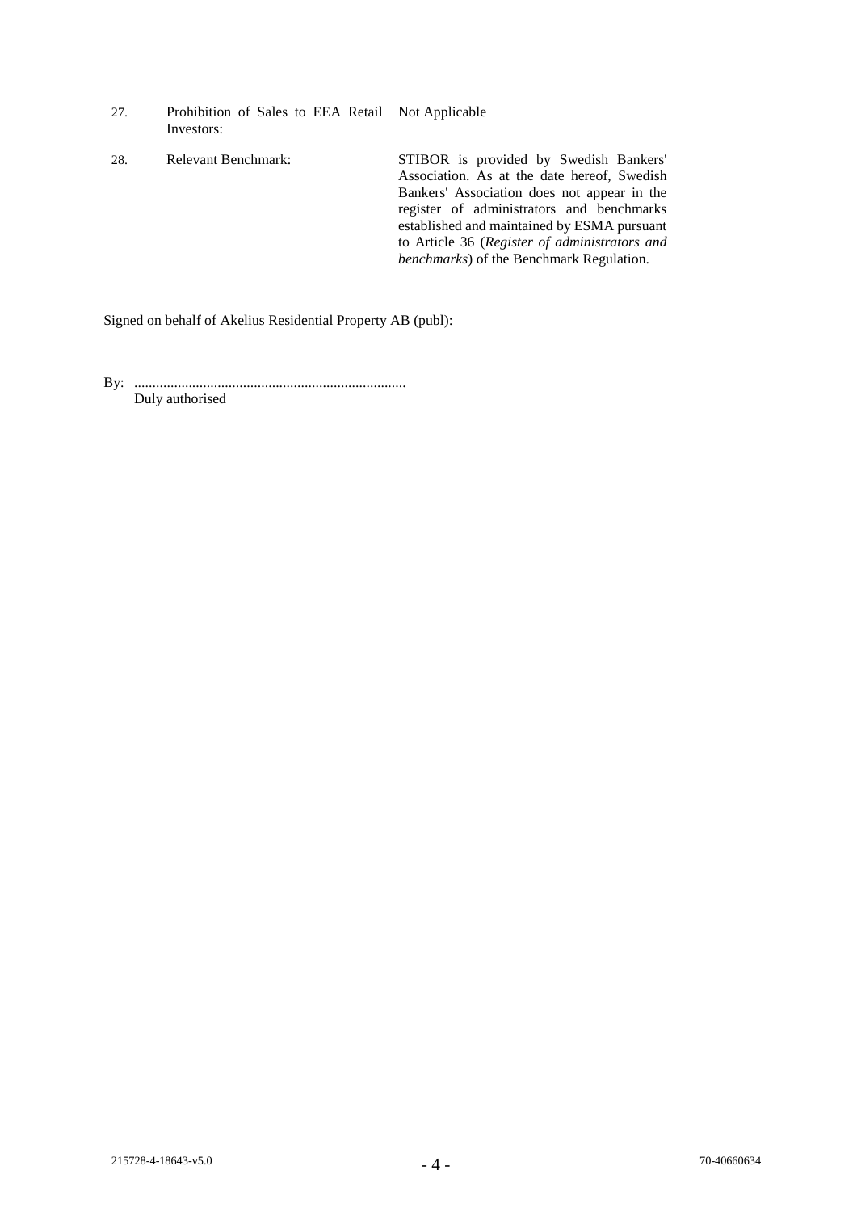| | | |
|---|---|---|
| 27. | Prohibition of Sales to EEA Retail Investors: | Not Applicable |
| 28. | Relevant Benchmark: | STIBOR is provided by Swedish Bankers' Association. As at the date hereof, Swedish Bankers' Association does not appear in the register of administrators and benchmarks established and maintained by ESMA pursuant to Article 36 (*Register of administrators and benchmarks*) of the Benchmark Regulation. |

Signed on behalf of Akelius Residential Property AB (publ):

By: ..........................................................................

Duly authorised

215728-4-18643-v5.0 70-40660634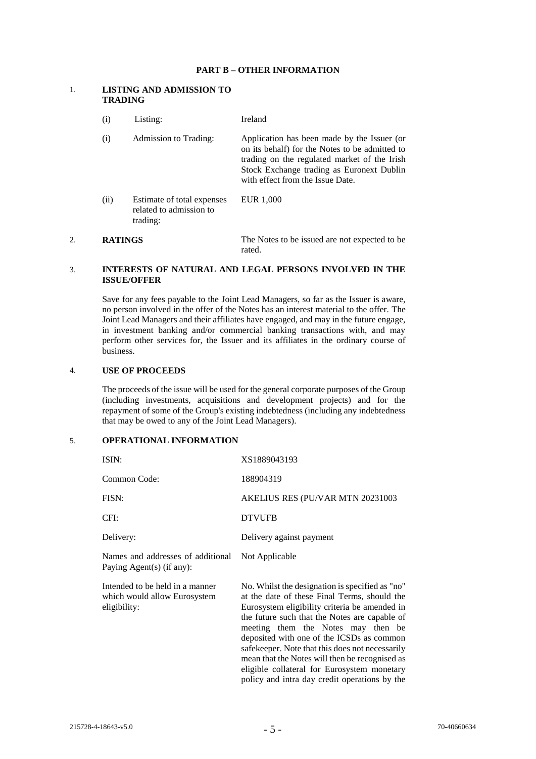## PART B – OTHER INFORMATION

### 1. LISTING AND ADMISSION TO TRADING

| | | |
|---|---|---|
| (i) | Listing: | Ireland |
| (i) | Admission to Trading: | Application has been made by the Issuer (or on its behalf) for the Notes to be admitted to trading on the regulated market of the Irish Stock Exchange trading as Euronext Dublin with effect from the Issue Date. |
| (ii) | Estimate of total expenses related to admission to trading: | EUR 1,000 |

### 2. RATINGS

The Notes to be issued are not expected to be rated.

### 3. INTERESTS OF NATURAL AND LEGAL PERSONS INVOLVED IN THE ISSUE/OFFER

Save for any fees payable to the Joint Lead Managers, so far as the Issuer is aware, no person involved in the offer of the Notes has an interest material to the offer. The Joint Lead Managers and their affiliates have engaged, and may in the future engage, in investment banking and/or commercial banking transactions with, and may perform other services for, the Issuer and its affiliates in the ordinary course of business.

### 4. USE OF PROCEEDS

The proceeds of the issue will be used for the general corporate purposes of the Group (including investments, acquisitions and development projects) and for the repayment of some of the Group's existing indebtedness (including any indebtedness that may be owed to any of the Joint Lead Managers).

### 5. OPERATIONAL INFORMATION

| | |
|---|---|
| ISIN: | XS1889043193 |
| Common Code: | 188904319 |
| FISN: | AKELIUS RES (PU/VAR MTN 20231003 |
| CFI: | DTVUFB |
| Delivery: | Delivery against payment |
| Names and addresses of additional Paying Agent(s) (if any): | Not Applicable |
| Intended to be held in a manner which would allow Eurosystem eligibility: | No. Whilst the designation is specified as "no" at the date of these Final Terms, should the Eurosystem eligibility criteria be amended in the future such that the Notes are capable of meeting them the Notes may then be deposited with one of the ICSDs as common safekeeper. Note that this does not necessarily mean that the Notes will then be recognised as eligible collateral for Eurosystem monetary policy and intra day credit operations by the |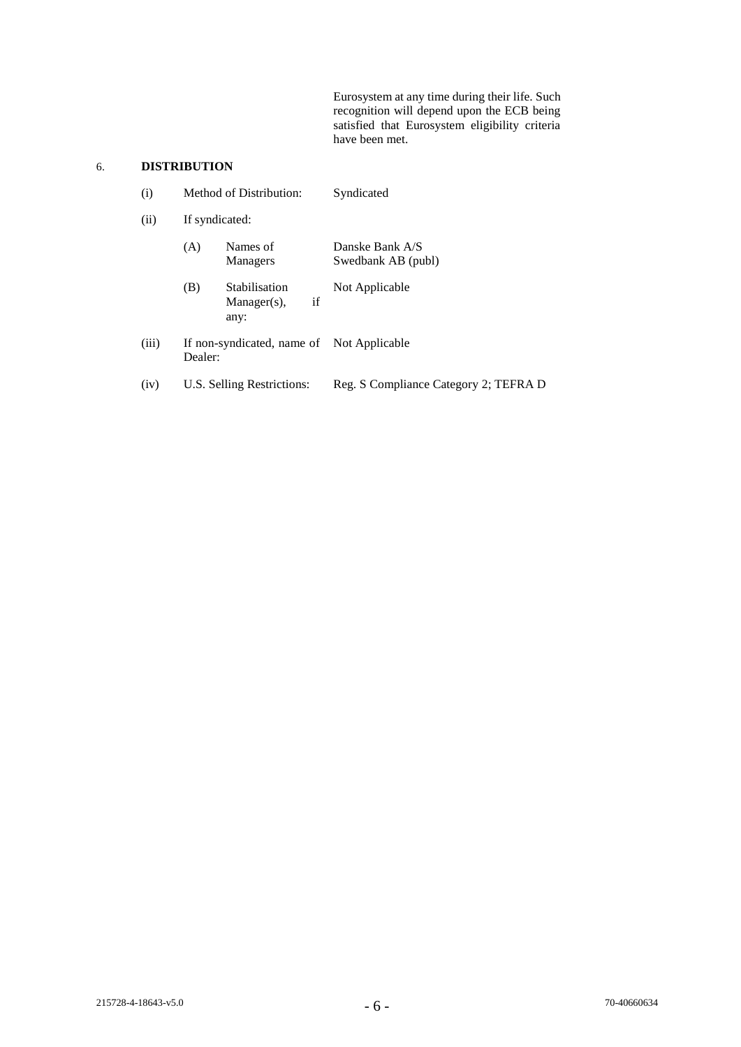Eurosystem at any time during their life. Such recognition will depend upon the ECB being satisfied that Eurosystem eligibility criteria have been met.

## 6. DISTRIBUTION

(i) Method of Distribution: Syndicated

(ii) If syndicated:

(A) Names of Managers: Danske Bank A/S
Swedbank AB (publ)

(B) Stabilisation Manager(s), if any: Not Applicable

(iii) If non-syndicated, name of Dealer: Not Applicable

(iv) U.S. Selling Restrictions: Reg. S Compliance Category 2; TEFRA D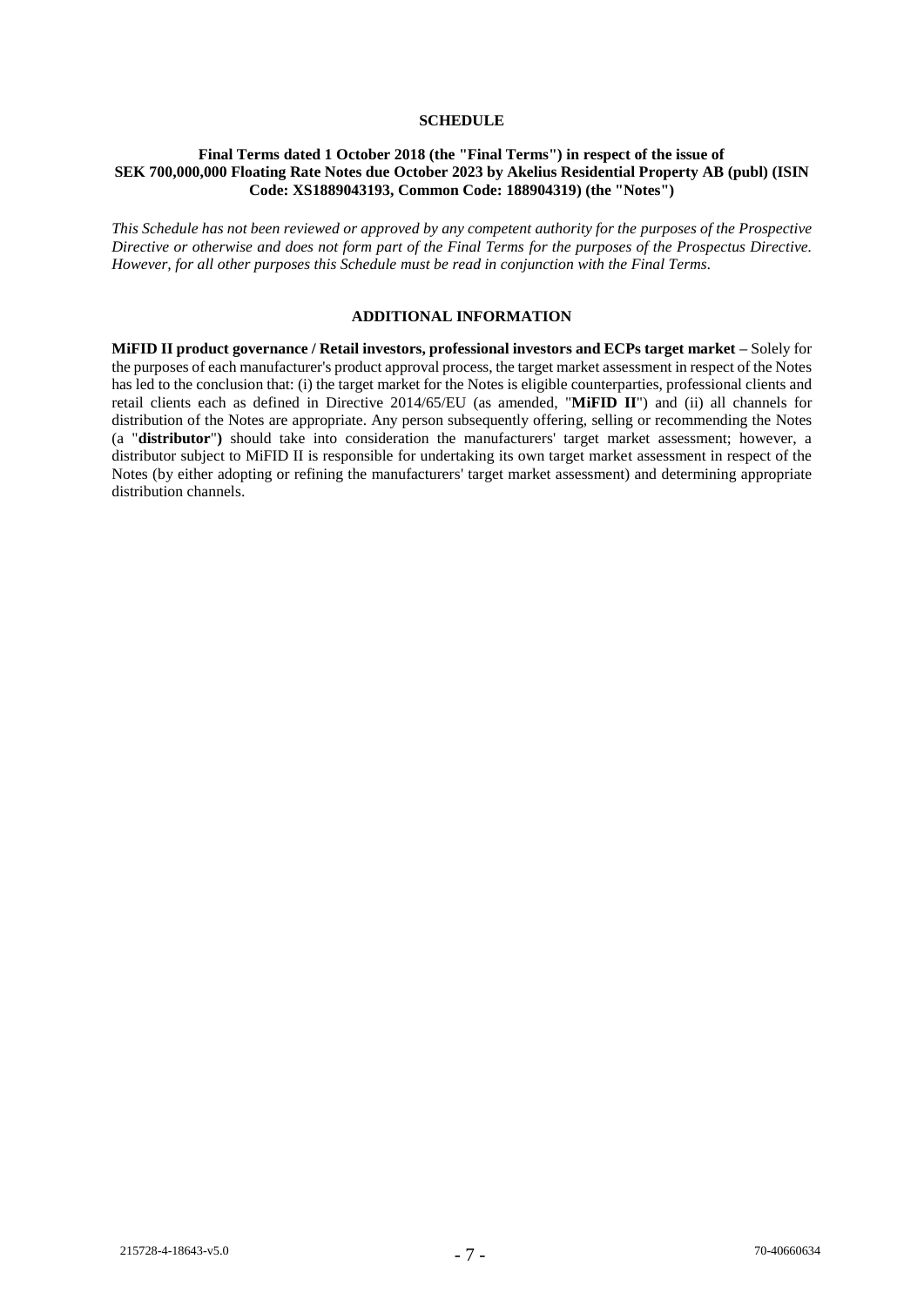**SCHEDULE**

**Final Terms dated 1 October 2018 (the "Final Terms") in respect of the issue of SEK 700,000,000 Floating Rate Notes due October 2023 by Akelius Residential Property AB (publ) (ISIN Code: XS1889043193, Common Code: 188904319) (the "Notes")**

*This Schedule has not been reviewed or approved by any competent authority for the purposes of the Prospective Directive or otherwise and does not form part of the Final Terms for the purposes of the Prospectus Directive. However, for all other purposes this Schedule must be read in conjunction with the Final Terms.*

**ADDITIONAL INFORMATION**

**MiFID II product governance / Retail investors, professional investors and ECPs target market –** Solely for the purposes of each manufacturer's product approval process, the target market assessment in respect of the Notes has led to the conclusion that: (i) the target market for the Notes is eligible counterparties, professional clients and retail clients each as defined in Directive 2014/65/EU (as amended, "**MiFID II**") and (ii) all channels for distribution of the Notes are appropriate. Any person subsequently offering, selling or recommending the Notes (a "**distributor**"**)** should take into consideration the manufacturers' target market assessment; however, a distributor subject to MiFID II is responsible for undertaking its own target market assessment in respect of the Notes (by either adopting or refining the manufacturers' target market assessment) and determining appropriate distribution channels.